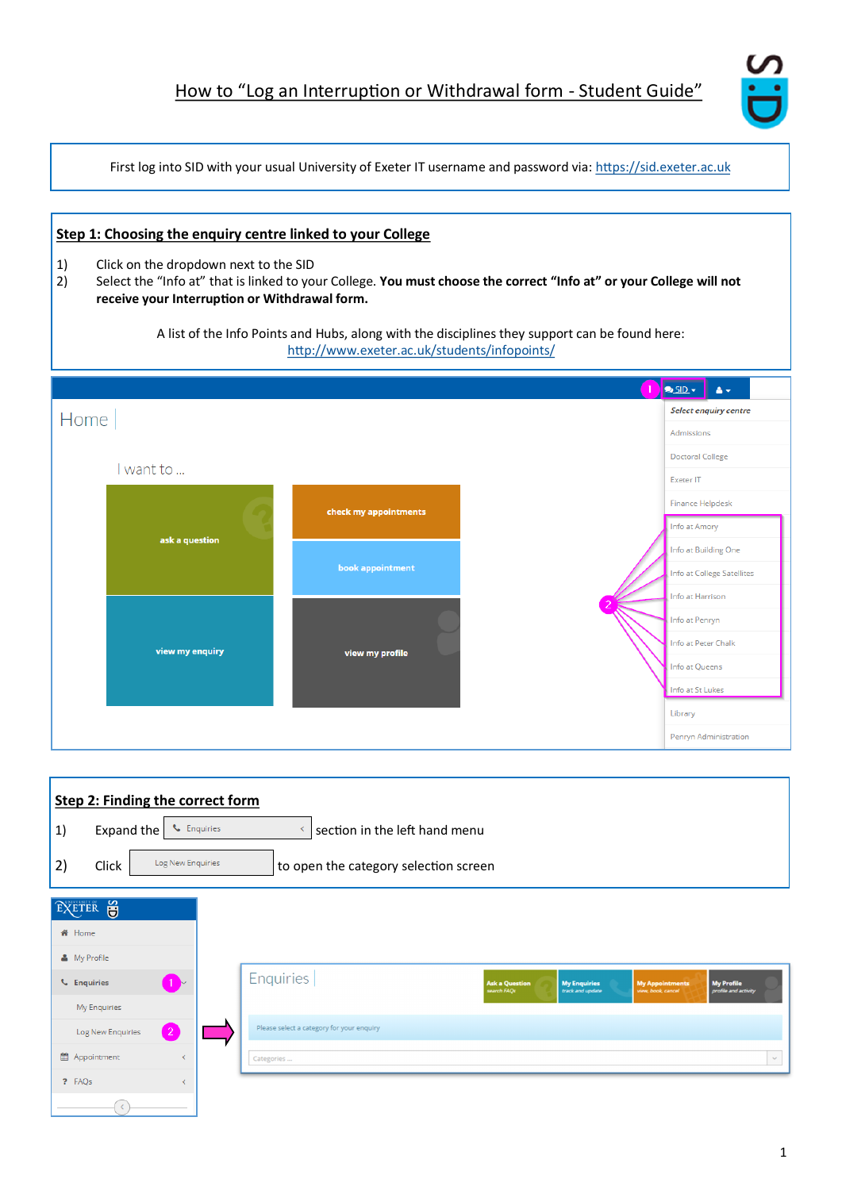# How to "Log an Interruption or Withdrawal form - Student Guide"

First log into SID with your usual University of Exeter IT username and password via: https://sid.exeter.ac.uk

## Step 1: Choosing the enquiry centre linked to your College

1) Click on the dropdown next to the SID
2) Select the "Info at" that is linked to your College. **You must choose the correct "Info at" or your College will not receive your Interruption or Withdrawal form.**

A list of the Info Points and Hubs, along with the disciplines they support can be found here: http://www.exeter.ac.uk/students/infopoints/

## Step 2: Finding the correct form

1) Expand the Enquiries section in the left hand menu
2) Click Log New Enquiries to open the category selection screen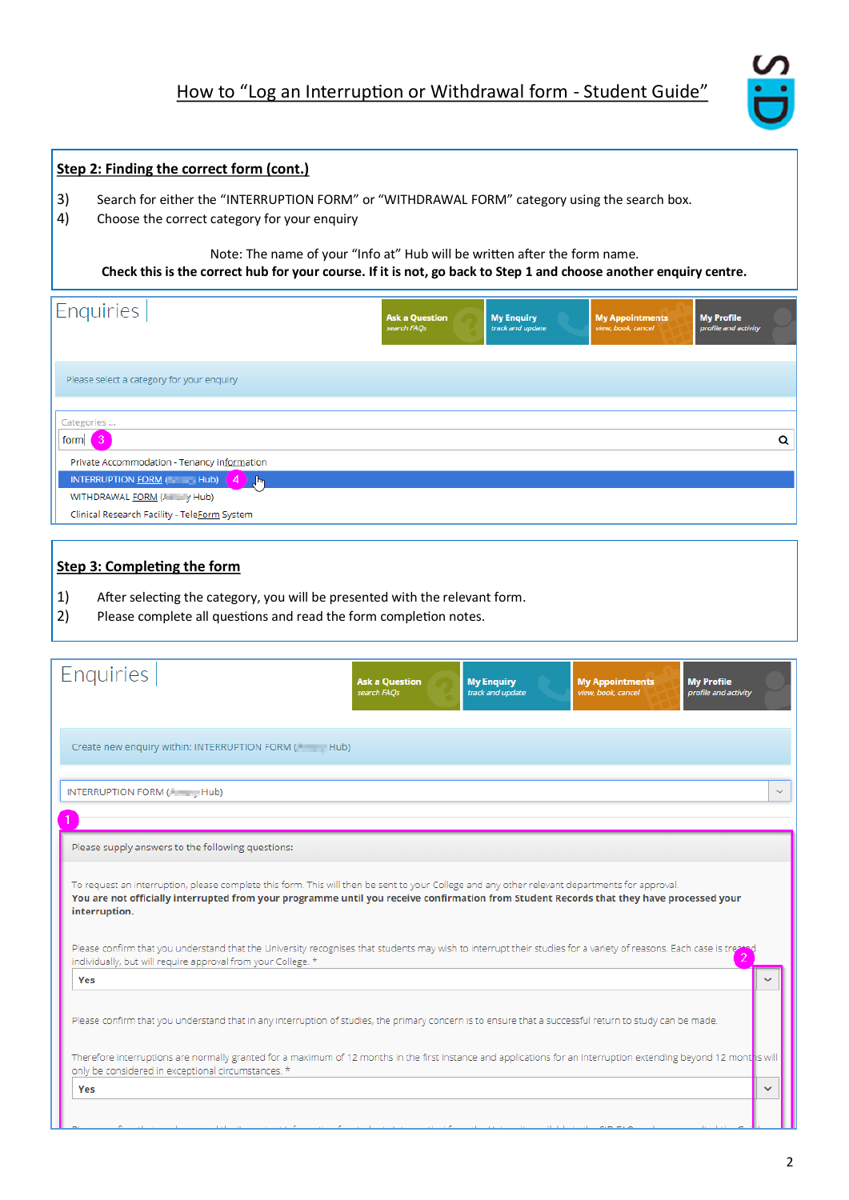## How to "Log an Interruption or Withdrawal form - Student Guide"

**Step 2: Finding the correct form (cont.)**

3) Search for either the "INTERRUPTION FORM" or "WITHDRAWAL FORM" category using the search box.
4) Choose the correct category for your enquiry

Note: The name of your "Info at" Hub will be written after the form name.
**Check this is the correct hub for your course. If it is not, go back to Step 1 and choose another enquiry centre.**

Enquiries | Ask a Question *search FAQs* | My Enquiry *track and update* | My Appointments *view, book, cancel* | My Profile *profile and activity*

Please select a category for your enquiry

Categories ...

form 3

Private Accommodation - Tenancy Information
INTERRUPTION FORM ( Hub) 4
WITHDRAWAL FORM ( Hub)
Clinical Research Facility - TeleForm System

**Step 3: Completing the form**

1) After selecting the category, you will be presented with the relevant form.
2) Please complete all questions and read the form completion notes.

Enquiries | Ask a Question *search FAQs* | My Enquiry *track and update* | My Appointments *view, book, cancel* | My Profile *profile and activity*

Create new enquiry within: INTERRUPTION FORM ( Hub)

INTERRUPTION FORM ( Hub)

1

Please supply answers to the following questions:

To request an interruption, please complete this form. This will then be sent to your College and any other relevant departments for approval.
**You are not officially interrupted from your programme until you receive confirmation from Student Records that they have processed your interruption.**

Please confirm that you understand that the University recognises that students may wish to interrupt their studies for a variety of reasons. Each case is treated individually, but will require approval from your College. * 2

Yes

Please confirm that you understand that in any interruption of studies, the primary concern is to ensure that a successful return to study can be made.

Therefore interruptions are normally granted for a maximum of 12 months in the first instance and applications for an interruption extending beyond 12 months will only be considered in exceptional circumstances. *

Yes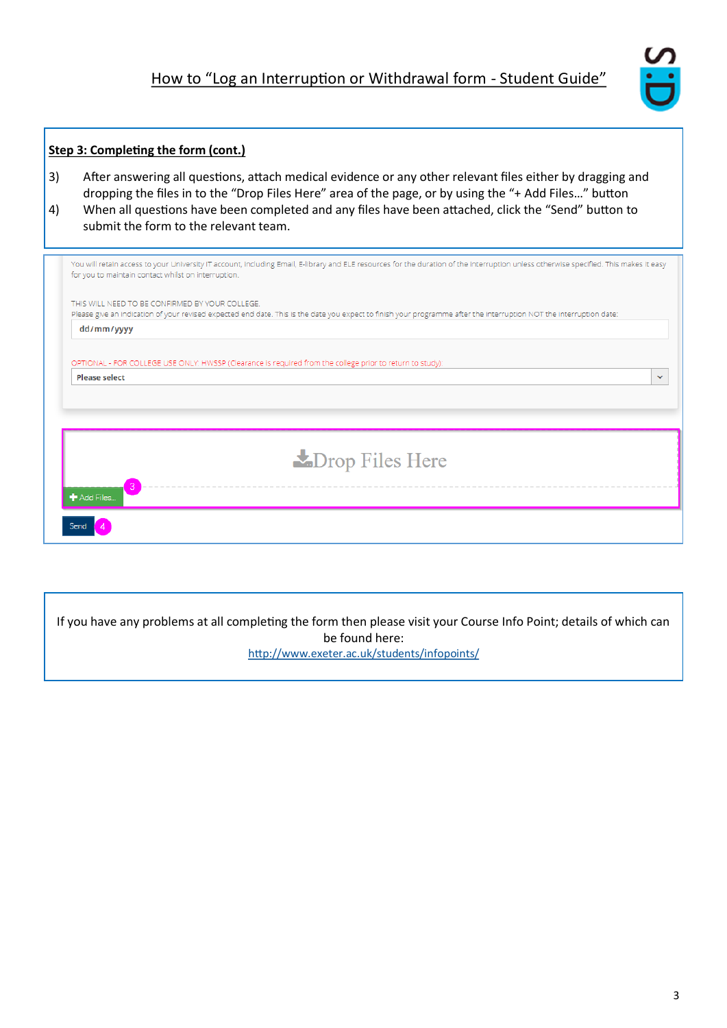## How to "Log an Interruption or Withdrawal form - Student Guide"

**Step 3: Completing the form (cont.)**

3) After answering all questions, attach medical evidence or any other relevant files either by dragging and dropping the files in to the "Drop Files Here" area of the page, or by using the "+ Add Files…" button

4) When all questions have been completed and any files have been attached, click the "Send" button to submit the form to the relevant team.

You will retain access to your University IT account, including Email, E-library and ELE resources for the duration of the interruption unless otherwise specified. This makes it easy for you to maintain contact whilst on interruption.

THIS WILL NEED TO BE CONFIRMED BY YOUR COLLEGE.
Please give an indication of your revised expected end date. This is the date you expect to finish your programme after the interruption NOT the interruption date:

dd/mm/yyyy

OPTIONAL - FOR COLLEGE USE ONLY: HWSSP (Clearance is required from the college prior to return to study):

Please select

Drop Files Here

+ Add Files… 3

Send 4

If you have any problems at all completing the form then please visit your Course Info Point; details of which can be found here:
http://www.exeter.ac.uk/students/infopoints/